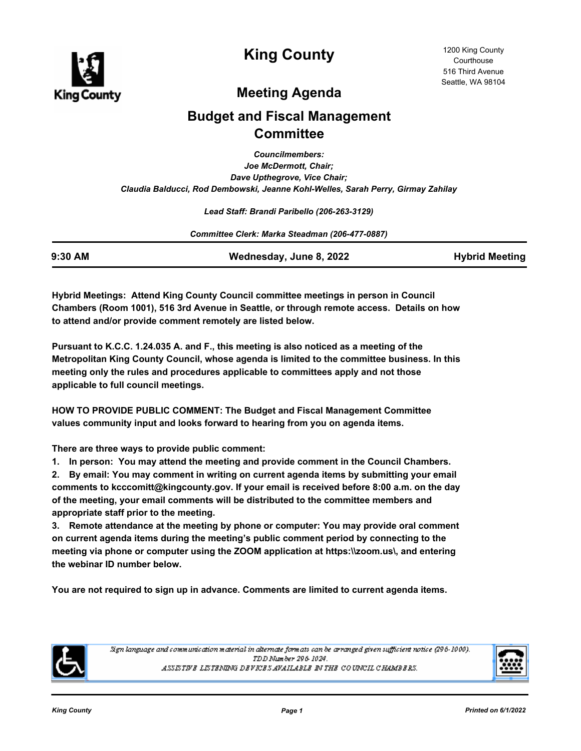# King County

1200 King County Courthouse
516 Third Avenue
Seattle, WA 98104

## Meeting Agenda

## Budget and Fiscal Management Committee

*Councilmembers:*
*Joe McDermott, Chair;*
*Dave Upthegrove, Vice Chair;*
*Claudia Balducci, Rod Dembowski, Jeanne Kohl-Welles, Sarah Perry, Girmay Zahilay*

*Lead Staff: Brandi Paribello (206-263-3129)*

*Committee Clerk: Marka Steadman (206-477-0887)*

| 9:30 AM | Wednesday, June 8, 2022 | Hybrid Meeting |
|---|---|---|

**Hybrid Meetings: Attend King County Council committee meetings in person in Council Chambers (Room 1001), 516 3rd Avenue in Seattle, or through remote access. Details on how to attend and/or provide comment remotely are listed below.**

**Pursuant to K.C.C. 1.24.035 A. and F., this meeting is also noticed as a meeting of the Metropolitan King County Council, whose agenda is limited to the committee business. In this meeting only the rules and procedures applicable to committees apply and not those applicable to full council meetings.**

**HOW TO PROVIDE PUBLIC COMMENT: The Budget and Fiscal Management Committee values community input and looks forward to hearing from you on agenda items.**

**There are three ways to provide public comment:**

**1. In person: You may attend the meeting and provide comment in the Council Chambers.**

**2. By email: You may comment in writing on current agenda items by submitting your email comments to kcccomitt@kingcounty.gov. If your email is received before 8:00 a.m. on the day of the meeting, your email comments will be distributed to the committee members and appropriate staff prior to the meeting.**

**3. Remote attendance at the meeting by phone or computer: You may provide oral comment on current agenda items during the meeting's public comment period by connecting to the meeting via phone or computer using the ZOOM application at https:\\zoom.us\, and entering the webinar ID number below.**

**You are not required to sign up in advance. Comments are limited to current agenda items.**

*Sign language and communication material in alternate formats can be arranged given sufficient notice (296-1000).*
*TDD Number 296-1024.*
*ASSISTIVE LISTENING DEVICES AVAILABLE IN THE COUNCIL CHAMBERS.*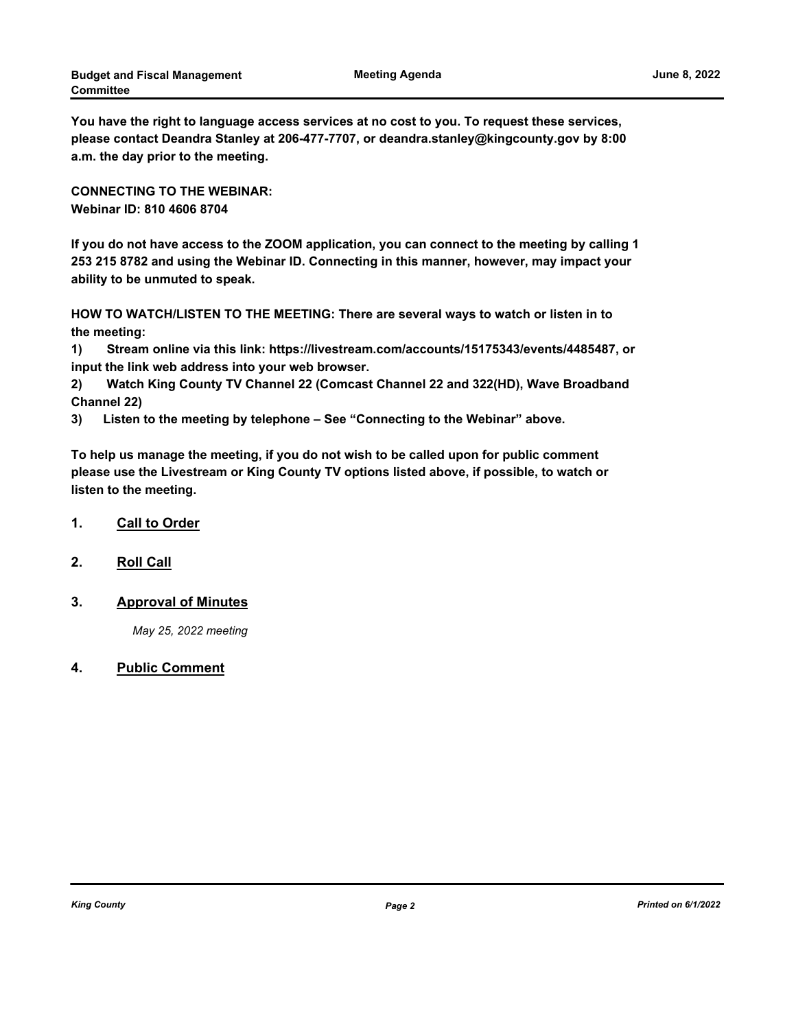**You have the right to language access services at no cost to you. To request these services, please contact Deandra Stanley at 206-477-7707, or deandra.stanley@kingcounty.gov by 8:00 a.m. the day prior to the meeting.**

**CONNECTING TO THE WEBINAR:**
**Webinar ID: 810 4606 8704**

**If you do not have access to the ZOOM application, you can connect to the meeting by calling 1 253 215 8782 and using the Webinar ID. Connecting in this manner, however, may impact your ability to be unmuted to speak.**

**HOW TO WATCH/LISTEN TO THE MEETING: There are several ways to watch or listen in to the meeting:**

**1) Stream online via this link: https://livestream.com/accounts/15175343/events/4485487, or input the link web address into your web browser.**

**2) Watch King County TV Channel 22 (Comcast Channel 22 and 322(HD), Wave Broadband Channel 22)**

**3) Listen to the meeting by telephone – See "Connecting to the Webinar" above.**

**To help us manage the meeting, if you do not wish to be called upon for public comment please use the Livestream or King County TV options listed above, if possible, to watch or listen to the meeting.**

## 1. Call to Order

## 2. Roll Call

## 3. Approval of Minutes

*May 25, 2022 meeting*

## 4. Public Comment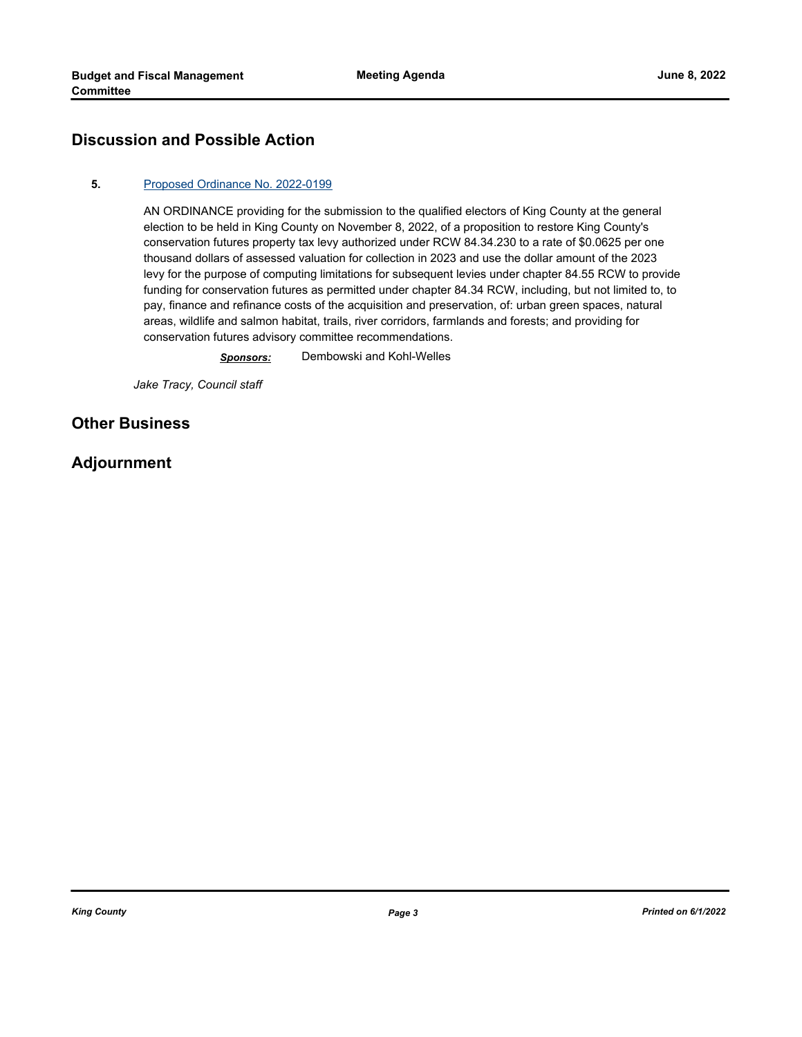## Discussion and Possible Action

**5.** [Proposed Ordinance No. 2022-0199]

AN ORDINANCE providing for the submission to the qualified electors of King County at the general election to be held in King County on November 8, 2022, of a proposition to restore King County's conservation futures property tax levy authorized under RCW 84.34.230 to a rate of $0.0625 per one thousand dollars of assessed valuation for collection in 2023 and use the dollar amount of the 2023 levy for the purpose of computing limitations for subsequent levies under chapter 84.55 RCW to provide funding for conservation futures as permitted under chapter 84.34 RCW, including, but not limited to, to pay, finance and refinance costs of the acquisition and preservation, of: urban green spaces, natural areas, wildlife and salmon habitat, trails, river corridors, farmlands and forests; and providing for conservation futures advisory committee recommendations.

***Sponsors:*** Dembowski and Kohl-Welles

*Jake Tracy, Council staff*

## Other Business

## Adjournment